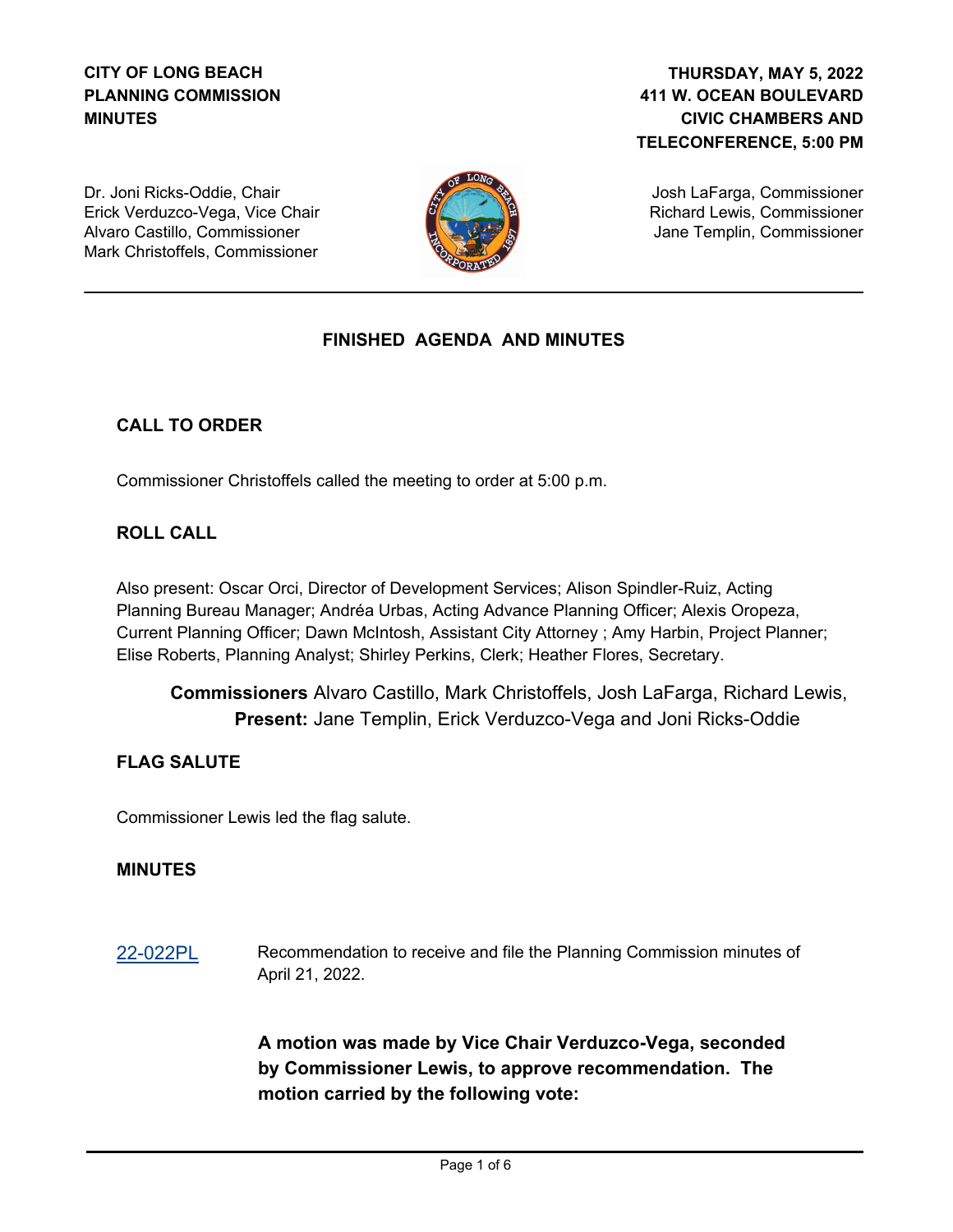**CITY OF LONG BEACH**
**PLANNING COMMISSION**
**MINUTES**

**THURSDAY, MAY 5, 2022**
**411 W. OCEAN BOULEVARD**
**CIVIC CHAMBERS AND TELECONFERENCE, 5:00 PM**

Dr. Joni Ricks-Oddie, Chair
Erick Verduzco-Vega, Vice Chair
Alvaro Castillo, Commissioner
Mark Christoffels, Commissioner
Josh LaFarga, Commissioner
Richard Lewis, Commissioner
Jane Templin, Commissioner

## FINISHED AGENDA AND MINUTES

### CALL TO ORDER

Commissioner Christoffels called the meeting to order at 5:00 p.m.

### ROLL CALL

Also present: Oscar Orci, Director of Development Services; Alison Spindler-Ruiz, Acting Planning Bureau Manager; Andréa Urbas, Acting Advance Planning Officer; Alexis Oropeza, Current Planning Officer; Dawn McIntosh, Assistant City Attorney ; Amy Harbin, Project Planner; Elise Roberts, Planning Analyst; Shirley Perkins, Clerk; Heather Flores, Secretary.

**Commissioners Present:** Alvaro Castillo, Mark Christoffels, Josh LaFarga, Richard Lewis, Jane Templin, Erick Verduzco-Vega and Joni Ricks-Oddie

### FLAG SALUTE

Commissioner Lewis led the flag salute.

### MINUTES

22-022PL Recommendation to receive and file the Planning Commission minutes of April 21, 2022.

**A motion was made by Vice Chair Verduzco-Vega, seconded by Commissioner Lewis, to approve recommendation. The motion carried by the following vote:**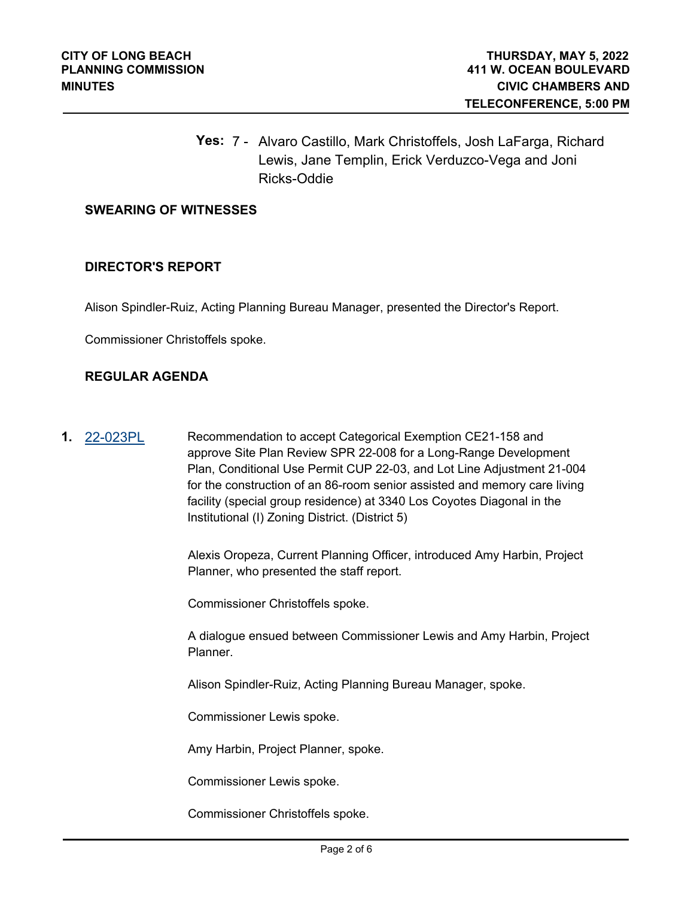**Yes:** 7 - Alvaro Castillo, Mark Christoffels, Josh LaFarga, Richard Lewis, Jane Templin, Erick Verduzco-Vega and Joni Ricks-Oddie

## SWEARING OF WITNESSES

## DIRECTOR'S REPORT

Alison Spindler-Ruiz, Acting Planning Bureau Manager, presented the Director's Report.

Commissioner Christoffels spoke.

## REGULAR AGENDA

**1.** 22-023PL

Recommendation to accept Categorical Exemption CE21-158 and approve Site Plan Review SPR 22-008 for a Long-Range Development Plan, Conditional Use Permit CUP 22-03, and Lot Line Adjustment 21-004 for the construction of an 86-room senior assisted and memory care living facility (special group residence) at 3340 Los Coyotes Diagonal in the Institutional (I) Zoning District. (District 5)

Alexis Oropeza, Current Planning Officer, introduced Amy Harbin, Project Planner, who presented the staff report.

Commissioner Christoffels spoke.

A dialogue ensued between Commissioner Lewis and Amy Harbin, Project Planner.

Alison Spindler-Ruiz, Acting Planning Bureau Manager, spoke.

Commissioner Lewis spoke.

Amy Harbin, Project Planner, spoke.

Commissioner Lewis spoke.

Commissioner Christoffels spoke.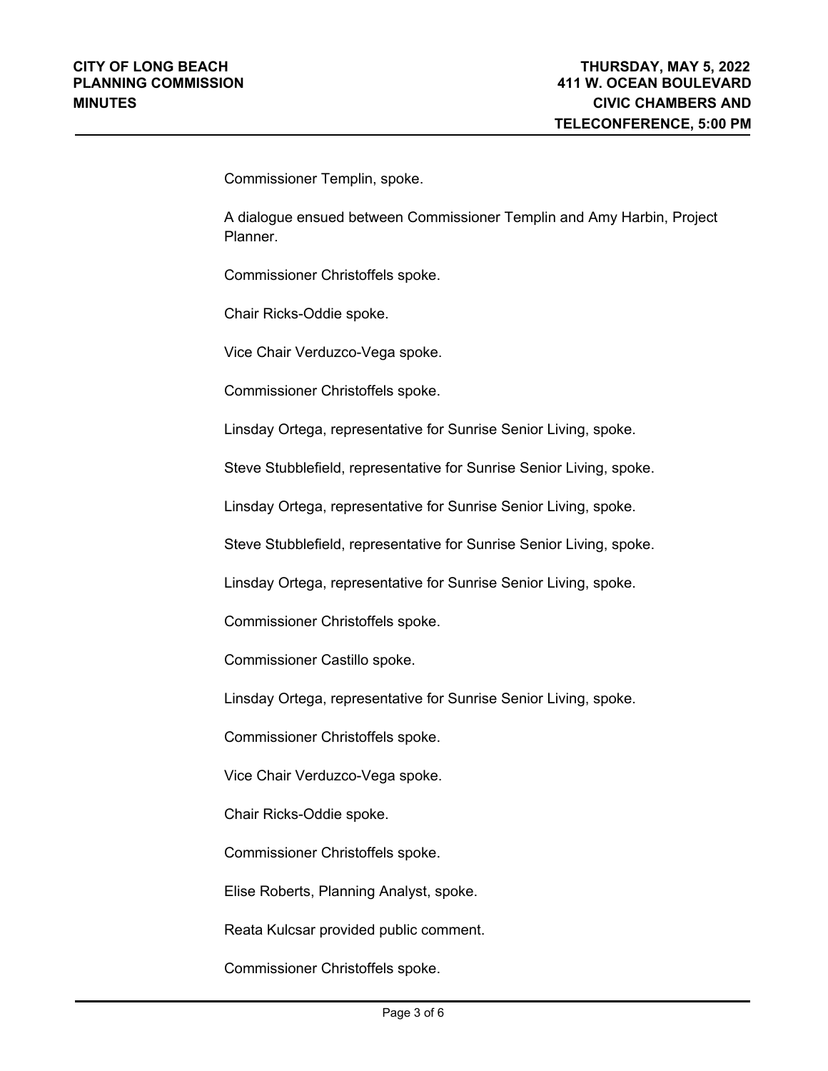Commissioner Templin, spoke.

A dialogue ensued between Commissioner Templin and Amy Harbin, Project Planner.

Commissioner Christoffels spoke.

Chair Ricks-Oddie spoke.

Vice Chair Verduzco-Vega spoke.

Commissioner Christoffels spoke.

Linsday Ortega, representative for Sunrise Senior Living, spoke.

Steve Stubblefield, representative for Sunrise Senior Living, spoke.

Linsday Ortega, representative for Sunrise Senior Living, spoke.

Steve Stubblefield, representative for Sunrise Senior Living, spoke.

Linsday Ortega, representative for Sunrise Senior Living, spoke.

Commissioner Christoffels spoke.

Commissioner Castillo spoke.

Linsday Ortega, representative for Sunrise Senior Living, spoke.

Commissioner Christoffels spoke.

Vice Chair Verduzco-Vega spoke.

Chair Ricks-Oddie spoke.

Commissioner Christoffels spoke.

Elise Roberts, Planning Analyst, spoke.

Reata Kulcsar provided public comment.

Commissioner Christoffels spoke.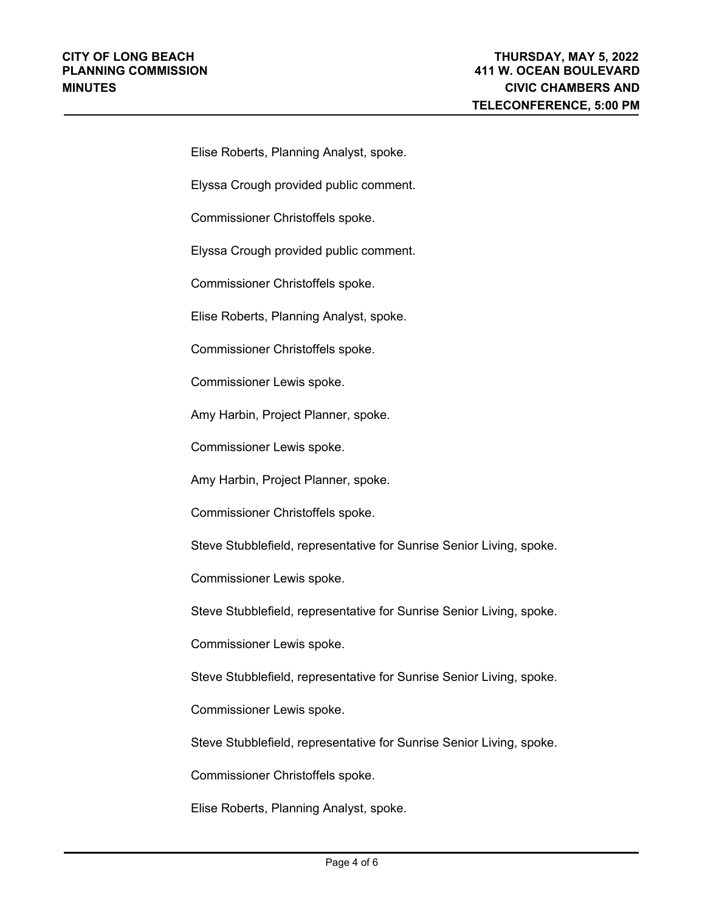Elise Roberts, Planning Analyst, spoke.

Elyssa Crough provided public comment.

Commissioner Christoffels spoke.

Elyssa Crough provided public comment.

Commissioner Christoffels spoke.

Elise Roberts, Planning Analyst, spoke.

Commissioner Christoffels spoke.

Commissioner Lewis spoke.

Amy Harbin, Project Planner, spoke.

Commissioner Lewis spoke.

Amy Harbin, Project Planner, spoke.

Commissioner Christoffels spoke.

Steve Stubblefield, representative for Sunrise Senior Living, spoke.

Commissioner Lewis spoke.

Steve Stubblefield, representative for Sunrise Senior Living, spoke.

Commissioner Lewis spoke.

Steve Stubblefield, representative for Sunrise Senior Living, spoke.

Commissioner Lewis spoke.

Steve Stubblefield, representative for Sunrise Senior Living, spoke.

Commissioner Christoffels spoke.

Elise Roberts, Planning Analyst, spoke.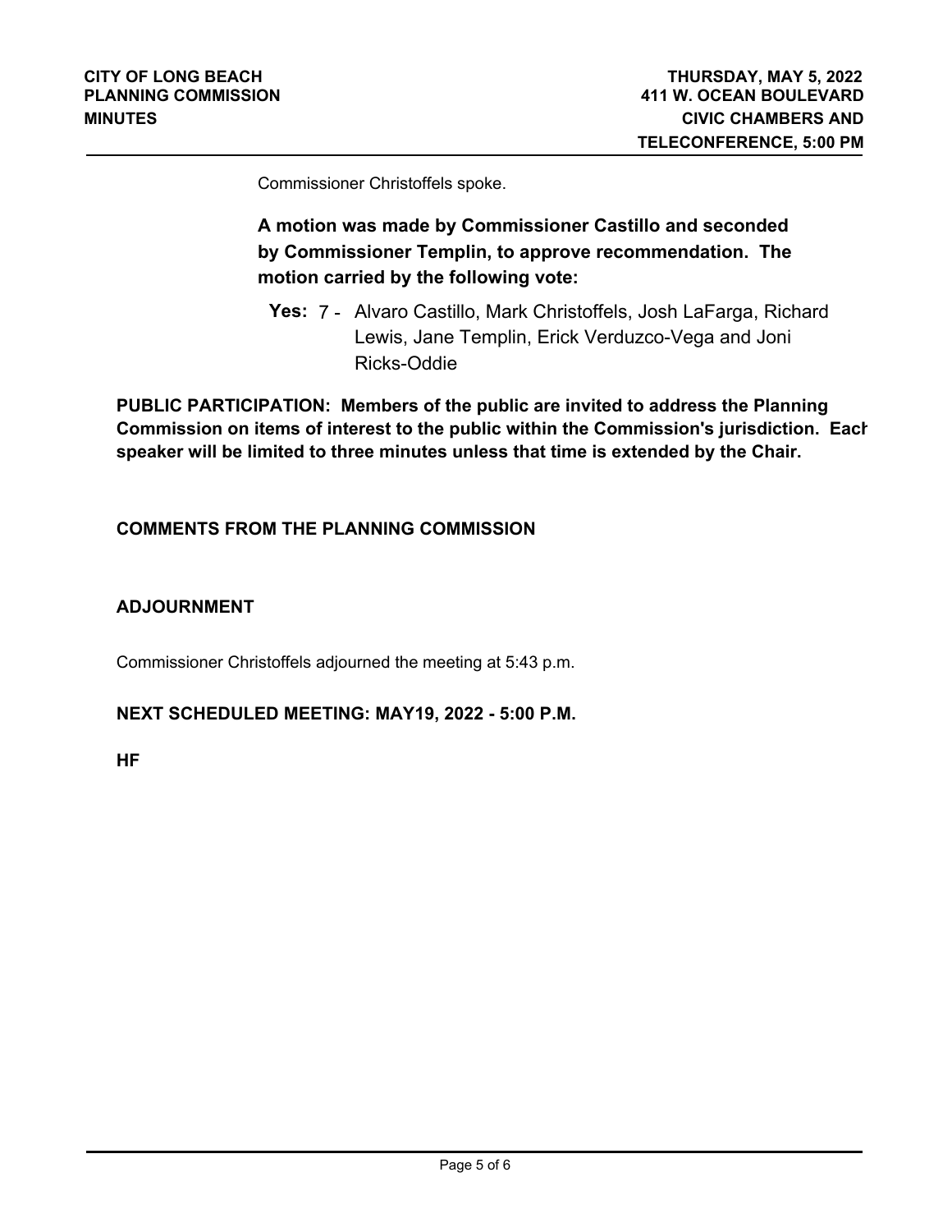Commissioner Christoffels spoke.

**A motion was made by Commissioner Castillo and seconded by Commissioner Templin, to approve recommendation. The motion carried by the following vote:**

**Yes:** 7 - Alvaro Castillo, Mark Christoffels, Josh LaFarga, Richard Lewis, Jane Templin, Erick Verduzco-Vega and Joni Ricks-Oddie

**PUBLIC PARTICIPATION: Members of the public are invited to address the Planning Commission on items of interest to the public within the Commission's jurisdiction. Each speaker will be limited to three minutes unless that time is extended by the Chair.**

**COMMENTS FROM THE PLANNING COMMISSION**

**ADJOURNMENT**

Commissioner Christoffels adjourned the meeting at 5:43 p.m.

**NEXT SCHEDULED MEETING: MAY19, 2022 - 5:00 P.M.**

**HF**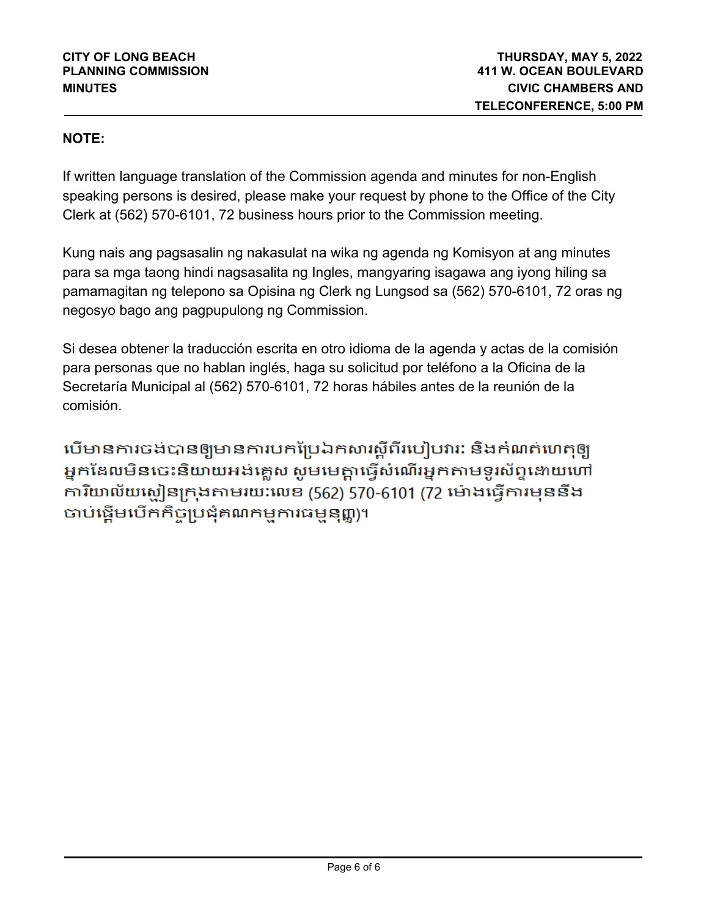**NOTE:**

If written language translation of the Commission agenda and minutes for non-English speaking persons is desired, please make your request by phone to the Office of the City Clerk at (562) 570-6101, 72 business hours prior to the Commission meeting.

Kung nais ang pagsasalin ng nakasulat na wika ng agenda ng Komisyon at ang minutes para sa mga taong hindi nagsasalita ng Ingles, mangyaring isagawa ang iyong hiling sa pamamagitan ng telepono sa Opisina ng Clerk ng Lungsod sa (562) 570-6101, 72 oras ng negosyo bago ang pagpupulong ng Commission.

Si desea obtener la traducción escrita en otro idioma de la agenda y actas de la comisión para personas que no hablan inglés, haga su solicitud por teléfono a la Oficina de la Secretaría Municipal al (562) 570-6101, 72 horas hábiles antes de la reunión de la comisión.

បើមានការចង់បានឲ្យមានការបកប្រែឯកសារស្តីពីរបៀបវារៈ និងកំណត់ហេតុឲ្យអ្នកដែលមិនចេះនិយាយអង់គ្លេស សូមមេត្តាធ្វើសំណើរអ្នកតាមទូរស័ព្ទដោយហៅការិយាល័យស្មៀនក្រុងតាមរយៈលេខ (562) 570-6101 (72 ម៉ោងធ្វើការមុននឹងចាប់ផ្តើមបើកកិច្ចប្រជុំគណកម្មការជម្មនុញ្ញ)។